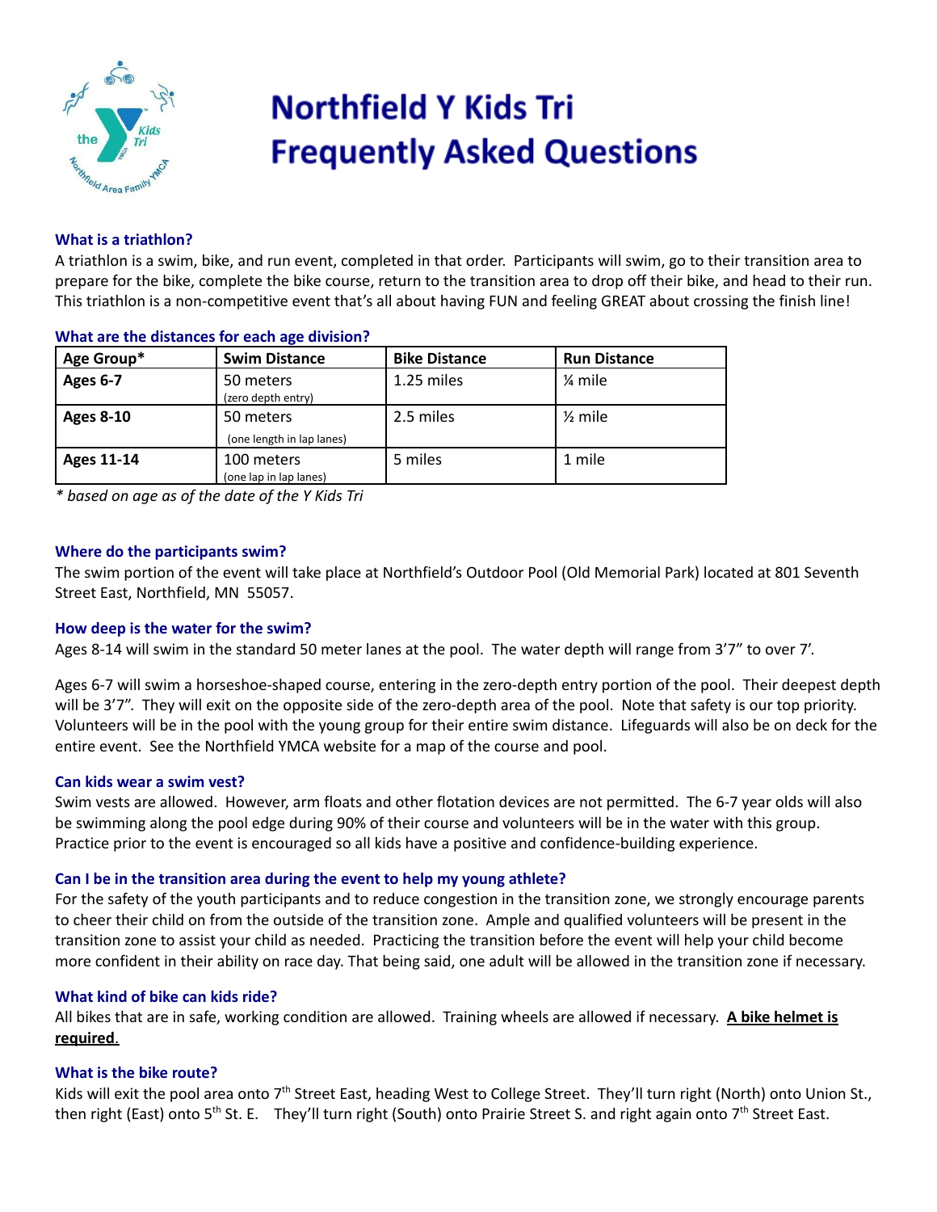# Northfield Y Kids Tri
# Frequently Asked Questions

### What is a triathlon?

A triathlon is a swim, bike, and run event, completed in that order. Participants will swim, go to their transition area to prepare for the bike, complete the bike course, return to the transition area to drop off their bike, and head to their run. This triathlon is a non-competitive event that's all about having FUN and feeling GREAT about crossing the finish line!

### What are the distances for each age division?

| Age Group* | Swim Distance | Bike Distance | Run Distance |
|---|---|---|---|
| **Ages 6-7** | 50 meters (zero depth entry) | 1.25 miles | ¼ mile |
| **Ages 8-10** | 50 meters (one length in lap lanes) | 2.5 miles | ½ mile |
| **Ages 11-14** | 100 meters (one lap in lap lanes) | 5 miles | 1 mile |

*\* based on age as of the date of the Y Kids Tri*

### Where do the participants swim?

The swim portion of the event will take place at Northfield's Outdoor Pool (Old Memorial Park) located at 801 Seventh Street East, Northfield, MN 55057.

### How deep is the water for the swim?

Ages 8-14 will swim in the standard 50 meter lanes at the pool. The water depth will range from 3'7" to over 7'.

Ages 6-7 will swim a horseshoe-shaped course, entering in the zero-depth entry portion of the pool. Their deepest depth will be 3'7". They will exit on the opposite side of the zero-depth area of the pool. Note that safety is our top priority. Volunteers will be in the pool with the young group for their entire swim distance. Lifeguards will also be on deck for the entire event. See the Northfield YMCA website for a map of the course and pool.

### Can kids wear a swim vest?

Swim vests are allowed. However, arm floats and other flotation devices are not permitted. The 6-7 year olds will also be swimming along the pool edge during 90% of their course and volunteers will be in the water with this group. Practice prior to the event is encouraged so all kids have a positive and confidence-building experience.

### Can I be in the transition area during the event to help my young athlete?

For the safety of the youth participants and to reduce congestion in the transition zone, we strongly encourage parents to cheer their child on from the outside of the transition zone. Ample and qualified volunteers will be present in the transition zone to assist your child as needed. Practicing the transition before the event will help your child become more confident in their ability on race day. That being said, one adult will be allowed in the transition zone if necessary.

### What kind of bike can kids ride?

All bikes that are in safe, working condition are allowed. Training wheels are allowed if necessary. **A bike helmet is required.**

### What is the bike route?

Kids will exit the pool area onto 7th Street East, heading West to College Street. They'll turn right (North) onto Union St., then right (East) onto 5th St. E. They'll turn right (South) onto Prairie Street S. and right again onto 7th Street East.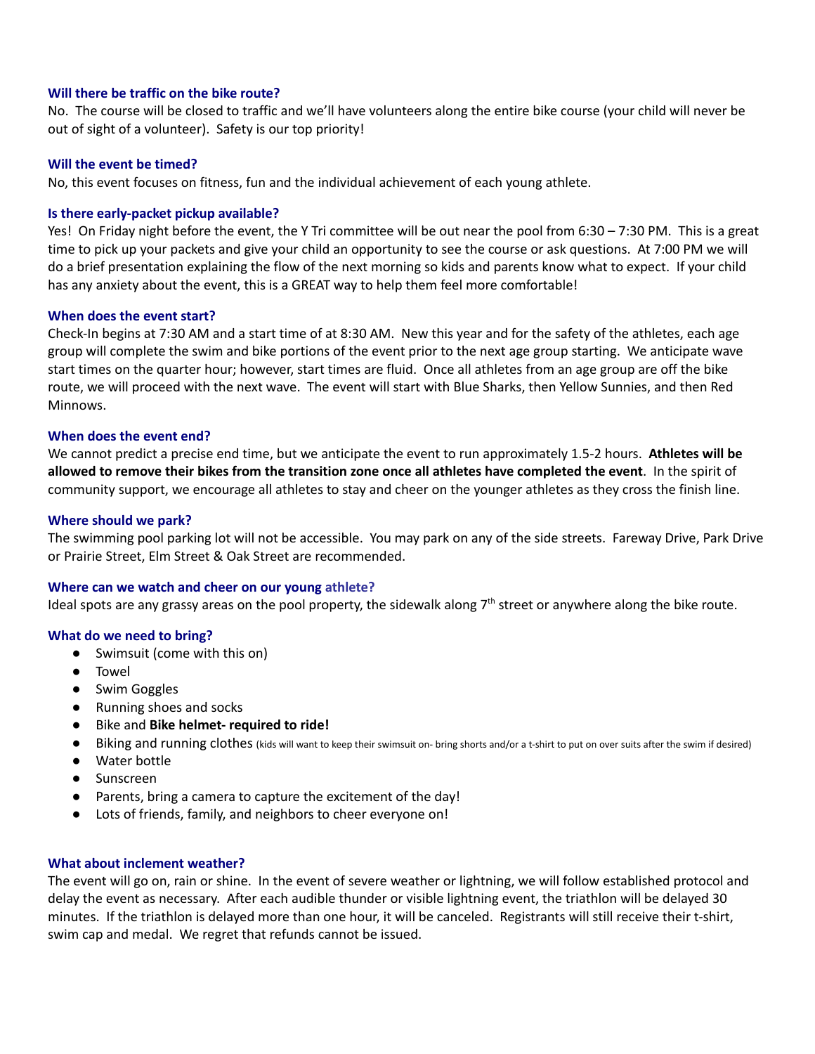### Will there be traffic on the bike route?

No. The course will be closed to traffic and we'll have volunteers along the entire bike course (your child will never be out of sight of a volunteer). Safety is our top priority!

### Will the event be timed?

No, this event focuses on fitness, fun and the individual achievement of each young athlete.

### Is there early-packet pickup available?

Yes! On Friday night before the event, the Y Tri committee will be out near the pool from 6:30 – 7:30 PM. This is a great time to pick up your packets and give your child an opportunity to see the course or ask questions. At 7:00 PM we will do a brief presentation explaining the flow of the next morning so kids and parents know what to expect. If your child has any anxiety about the event, this is a GREAT way to help them feel more comfortable!

### When does the event start?

Check-In begins at 7:30 AM and a start time of at 8:30 AM. New this year and for the safety of the athletes, each age group will complete the swim and bike portions of the event prior to the next age group starting. We anticipate wave start times on the quarter hour; however, start times are fluid. Once all athletes from an age group are off the bike route, we will proceed with the next wave. The event will start with Blue Sharks, then Yellow Sunnies, and then Red Minnows.

### When does the event end?

We cannot predict a precise end time, but we anticipate the event to run approximately 1.5-2 hours. **Athletes will be allowed to remove their bikes from the transition zone once all athletes have completed the event**. In the spirit of community support, we encourage all athletes to stay and cheer on the younger athletes as they cross the finish line.

### Where should we park?

The swimming pool parking lot will not be accessible. You may park on any of the side streets. Fareway Drive, Park Drive or Prairie Street, Elm Street & Oak Street are recommended.

### Where can we watch and cheer on our young athlete?

Ideal spots are any grassy areas on the pool property, the sidewalk along 7th street or anywhere along the bike route.

### What do we need to bring?

- Swimsuit (come with this on)
- Towel
- Swim Goggles
- Running shoes and socks
- Bike and **Bike helmet- required to ride!**
- Biking and running clothes (kids will want to keep their swimsuit on- bring shorts and/or a t-shirt to put on over suits after the swim if desired)
- Water bottle
- Sunscreen
- Parents, bring a camera to capture the excitement of the day!
- Lots of friends, family, and neighbors to cheer everyone on!

### What about inclement weather?

The event will go on, rain or shine. In the event of severe weather or lightning, we will follow established protocol and delay the event as necessary. After each audible thunder or visible lightning event, the triathlon will be delayed 30 minutes. If the triathlon is delayed more than one hour, it will be canceled. Registrants will still receive their t-shirt, swim cap and medal. We regret that refunds cannot be issued.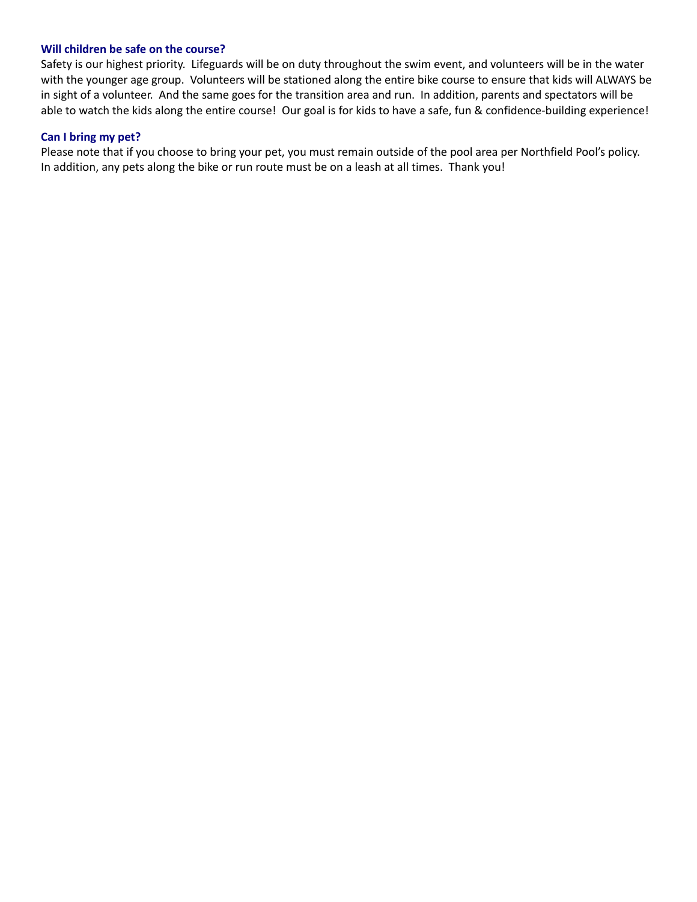**Will children be safe on the course?**

Safety is our highest priority. Lifeguards will be on duty throughout the swim event, and volunteers will be in the water with the younger age group. Volunteers will be stationed along the entire bike course to ensure that kids will ALWAYS be in sight of a volunteer. And the same goes for the transition area and run. In addition, parents and spectators will be able to watch the kids along the entire course! Our goal is for kids to have a safe, fun & confidence-building experience!

**Can I bring my pet?**

Please note that if you choose to bring your pet, you must remain outside of the pool area per Northfield Pool's policy. In addition, any pets along the bike or run route must be on a leash at all times. Thank you!